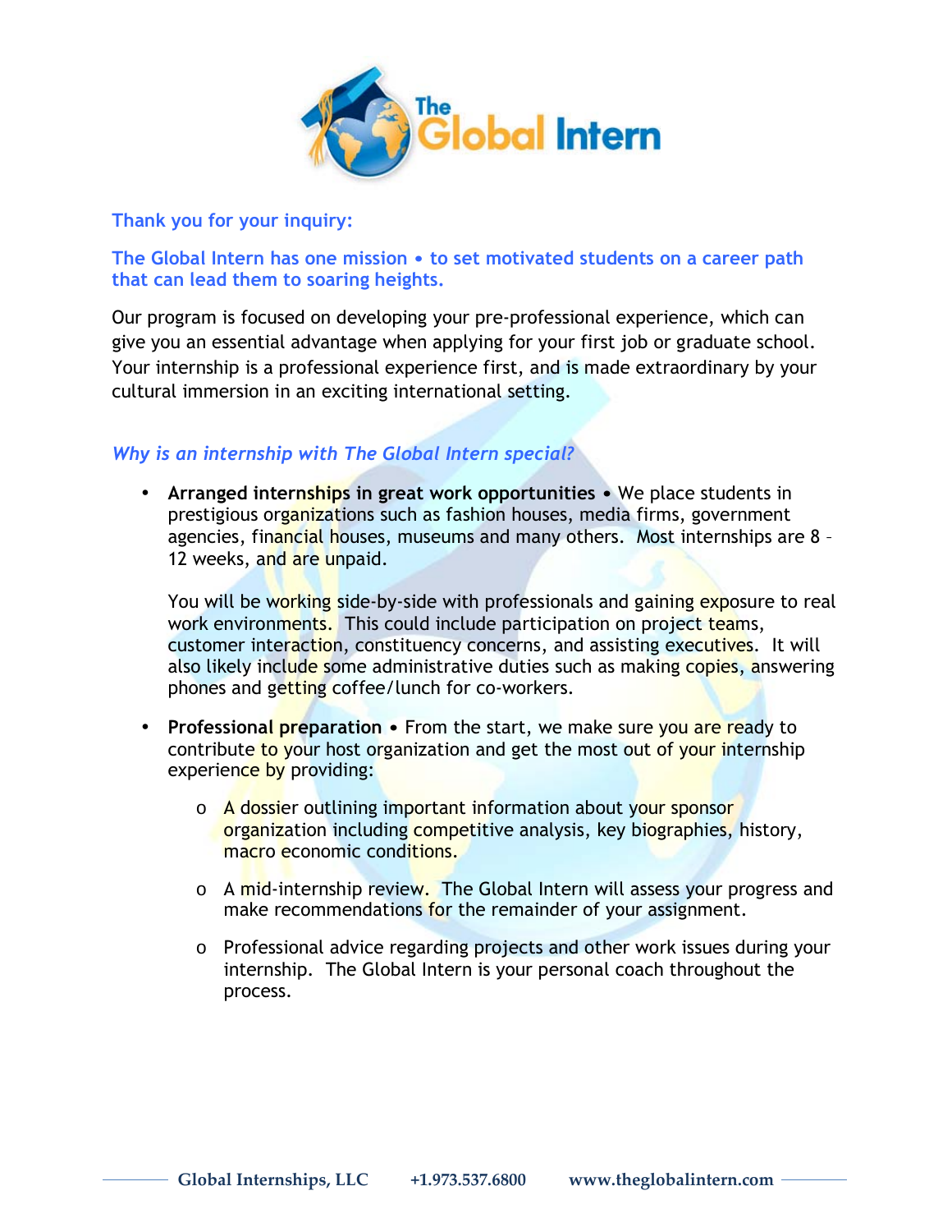**Thank you for your inquiry:**

**The Global Intern has one mission • to set motivated students on a career path that can lead them to soaring heights.**

Our program is focused on developing your pre-professional experience, which can give you an essential advantage when applying for your first job or graduate school. Your internship is a professional experience first, and is made extraordinary by your cultural immersion in an exciting international setting.

### *Why is an internship with The Global Intern special?*

- **Arranged internships in great work opportunities** • We place students in prestigious organizations such as fashion houses, media firms, government agencies, financial houses, museums and many others. Most internships are 8 – 12 weeks, and are unpaid.

  You will be working side-by-side with professionals and gaining exposure to real work environments. This could include participation on project teams, customer interaction, constituency concerns, and assisting executives. It will also likely include some administrative duties such as making copies, answering phones and getting coffee/lunch for co-workers.

- **Professional preparation** • From the start, we make sure you are ready to contribute to your host organization and get the most out of your internship experience by providing:

  - A dossier outlining important information about your sponsor organization including competitive analysis, key biographies, history, macro economic conditions.
  - A mid-internship review. The Global Intern will assess your progress and make recommendations for the remainder of your assignment.
  - Professional advice regarding projects and other work issues during your internship. The Global Intern is your personal coach throughout the process.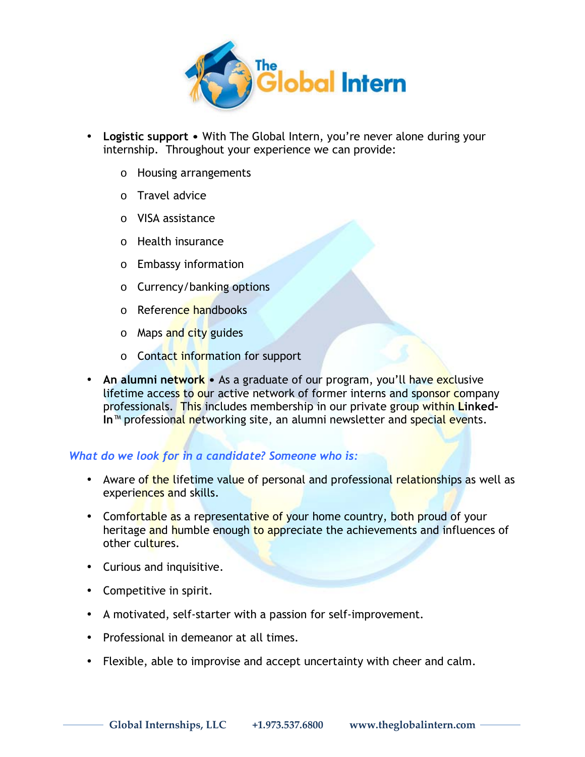- **Logistic support** • With The Global Intern, you're never alone during your internship. Throughout your experience we can provide:
  - Housing arrangements
  - Travel advice
  - VISA assistance
  - Health insurance
  - Embassy information
  - Currency/banking options
  - Reference handbooks
  - Maps and city guides
  - Contact information for support
- **An alumni network** • As a graduate of our program, you'll have exclusive lifetime access to our active network of former interns and sponsor company professionals. This includes membership in our private group within **Linked-In**™ professional networking site, an alumni newsletter and special events.

### *What do we look for in a candidate? Someone who is:*

- Aware of the lifetime value of personal and professional relationships as well as experiences and skills.
- Comfortable as a representative of your home country, both proud of your heritage and humble enough to appreciate the achievements and influences of other cultures.
- Curious and inquisitive.
- Competitive in spirit.
- A motivated, self-starter with a passion for self-improvement.
- Professional in demeanor at all times.
- Flexible, able to improvise and accept uncertainty with cheer and calm.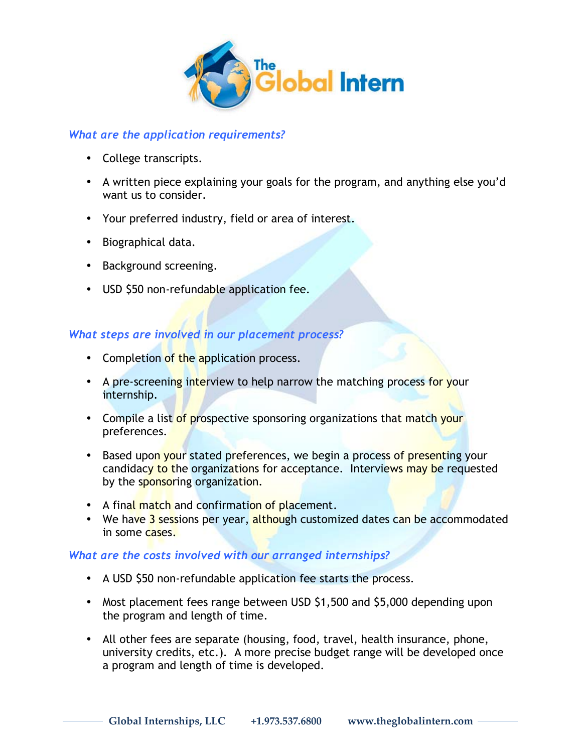### *What are the application requirements?*

- College transcripts.
- A written piece explaining your goals for the program, and anything else you'd want us to consider.
- Your preferred industry, field or area of interest.
- Biographical data.
- Background screening.
- USD $50 non-refundable application fee.

### *What steps are involved in our placement process?*

- Completion of the application process.
- A pre-screening interview to help narrow the matching process for your internship.
- Compile a list of prospective sponsoring organizations that match your preferences.
- Based upon your stated preferences, we begin a process of presenting your candidacy to the organizations for acceptance. Interviews may be requested by the sponsoring organization.
- A final match and confirmation of placement.
- We have 3 sessions per year, although customized dates can be accommodated in some cases.

### *What are the costs involved with our arranged internships?*

- A USD $50 non-refundable application fee starts the process.
- Most placement fees range between USD $1,500 and $5,000 depending upon the program and length of time.
- All other fees are separate (housing, food, travel, health insurance, phone, university credits, etc.). A more precise budget range will be developed once a program and length of time is developed.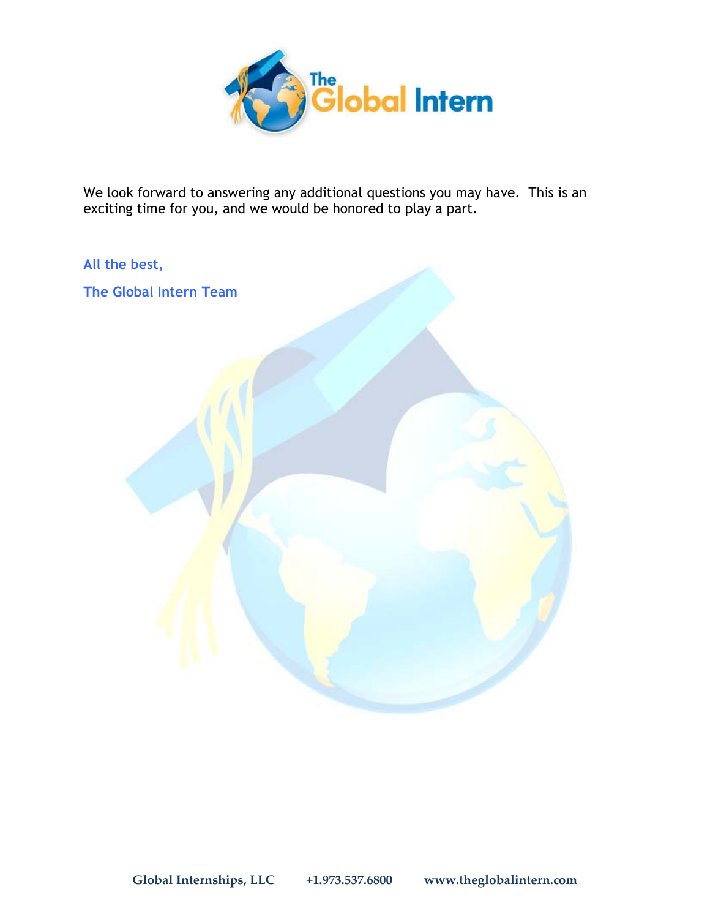We look forward to answering any additional questions you may have. This is an exciting time for you, and we would be honored to play a part.

**All the best,**

**The Global Intern Team**